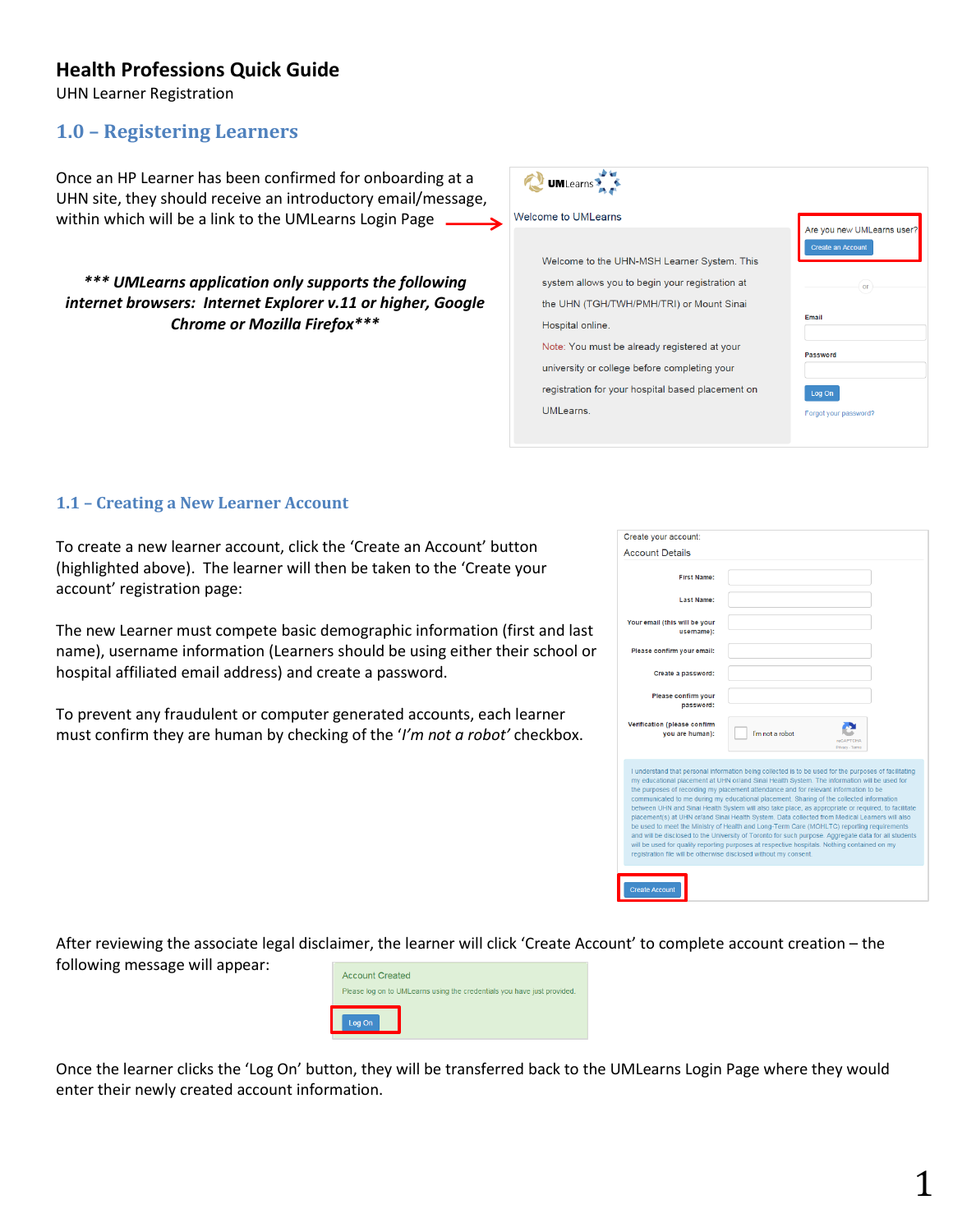# Health Professions Quick Guide

UHN Learner Registration

## 1.0 – Registering Learners

Once an HP Learner has been confirmed for onboarding at a UHN site, they should receive an introductory email/message, within which will be a link to the UMLearns Login Page

***\*\*\* UMLearns application only supports the following internet browsers: Internet Explorer v.11 or higher, Google Chrome or Mozilla Firefox\*\*\****

## 1.1 – Creating a New Learner Account

To create a new learner account, click the 'Create an Account' button (highlighted above). The learner will then be taken to the 'Create your account' registration page:

The new Learner must compete basic demographic information (first and last name), username information (Learners should be using either their school or hospital affiliated email address) and create a password.

To prevent any fraudulent or computer generated accounts, each learner must confirm they are human by checking of the '*I'm not a robot'* checkbox.

After reviewing the associate legal disclaimer, the learner will click 'Create Account' to complete account creation – the following message will appear:

Once the learner clicks the 'Log On' button, they will be transferred back to the UMLearns Login Page where they would enter their newly created account information.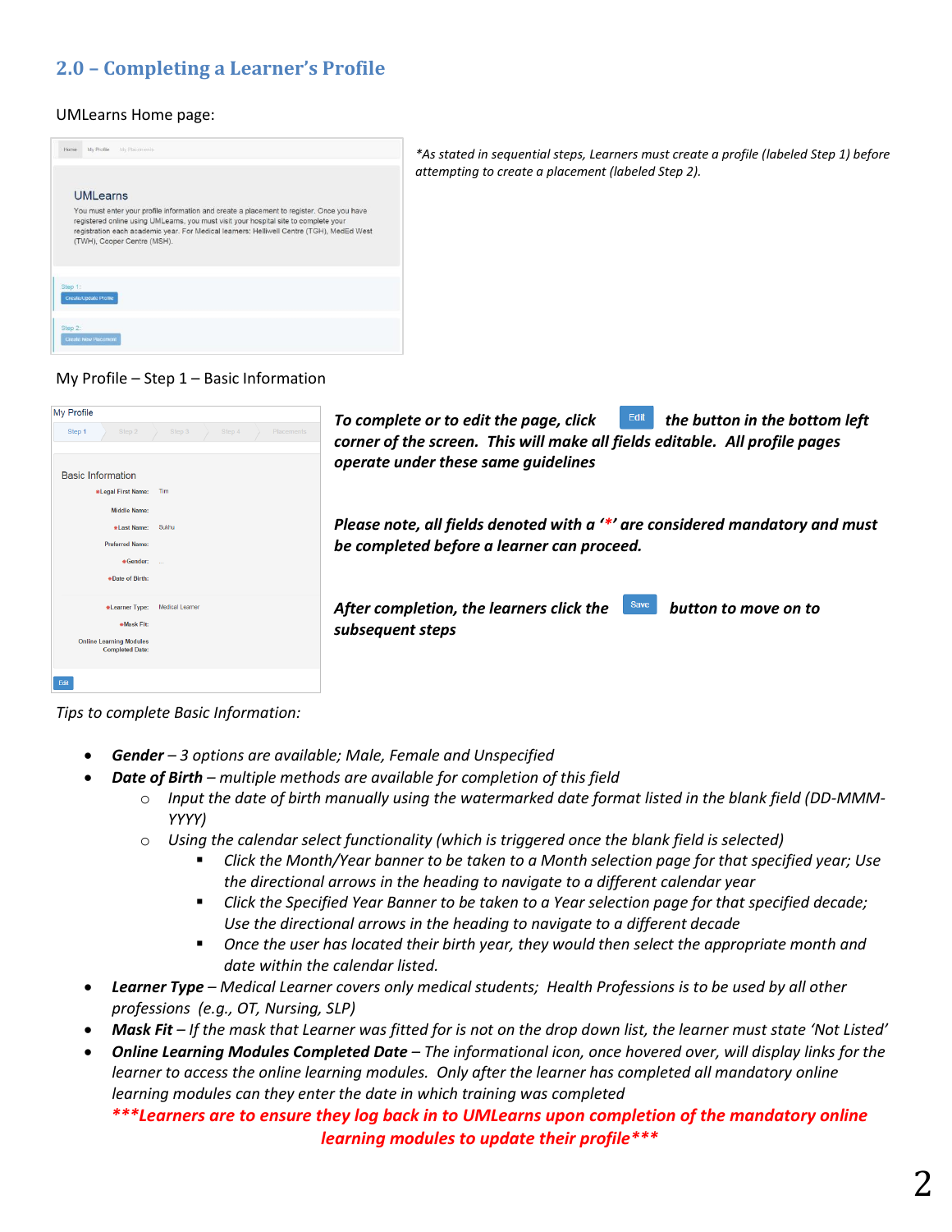## 2.0 – Completing a Learner's Profile

UMLearns Home page:

*\*As stated in sequential steps, Learners must create a profile (labeled Step 1) before attempting to create a placement (labeled Step 2).*

My Profile – Step 1 – Basic Information

***To complete or to edit the page, click Edit the button in the bottom left corner of the screen. This will make all fields editable. All profile pages operate under these same guidelines***

***Please note, all fields denoted with a '\*' are considered mandatory and must be completed before a learner can proceed.***

***After completion, the learners click the Save button to move on to subsequent steps***

*Tips to complete Basic Information:*

- ***Gender*** *– 3 options are available; Male, Female and Unspecified*
- ***Date of Birth*** *– multiple methods are available for completion of this field*
  - *Input the date of birth manually using the watermarked date format listed in the blank field (DD-MMM-YYYY)*
  - *Using the calendar select functionality (which is triggered once the blank field is selected)*
    - *Click the Month/Year banner to be taken to a Month selection page for that specified year; Use the directional arrows in the heading to navigate to a different calendar year*
    - *Click the Specified Year Banner to be taken to a Year selection page for that specified decade; Use the directional arrows in the heading to navigate to a different decade*
    - *Once the user has located their birth year, they would then select the appropriate month and date within the calendar listed.*
- ***Learner Type*** *– Medical Learner covers only medical students; Health Professions is to be used by all other professions (e.g., OT, Nursing, SLP)*
- ***Mask Fit*** *– If the mask that Learner was fitted for is not on the drop down list, the learner must state 'Not Listed'*
- ***Online Learning Modules Completed Date*** *– The informational icon, once hovered over, will display links for the learner to access the online learning modules. Only after the learner has completed all mandatory online learning modules can they enter the date in which training was completed*

  ***\*\*\*Learners are to ensure they log back in to UMLearns upon completion of the mandatory online learning modules to update their profile\*\*\****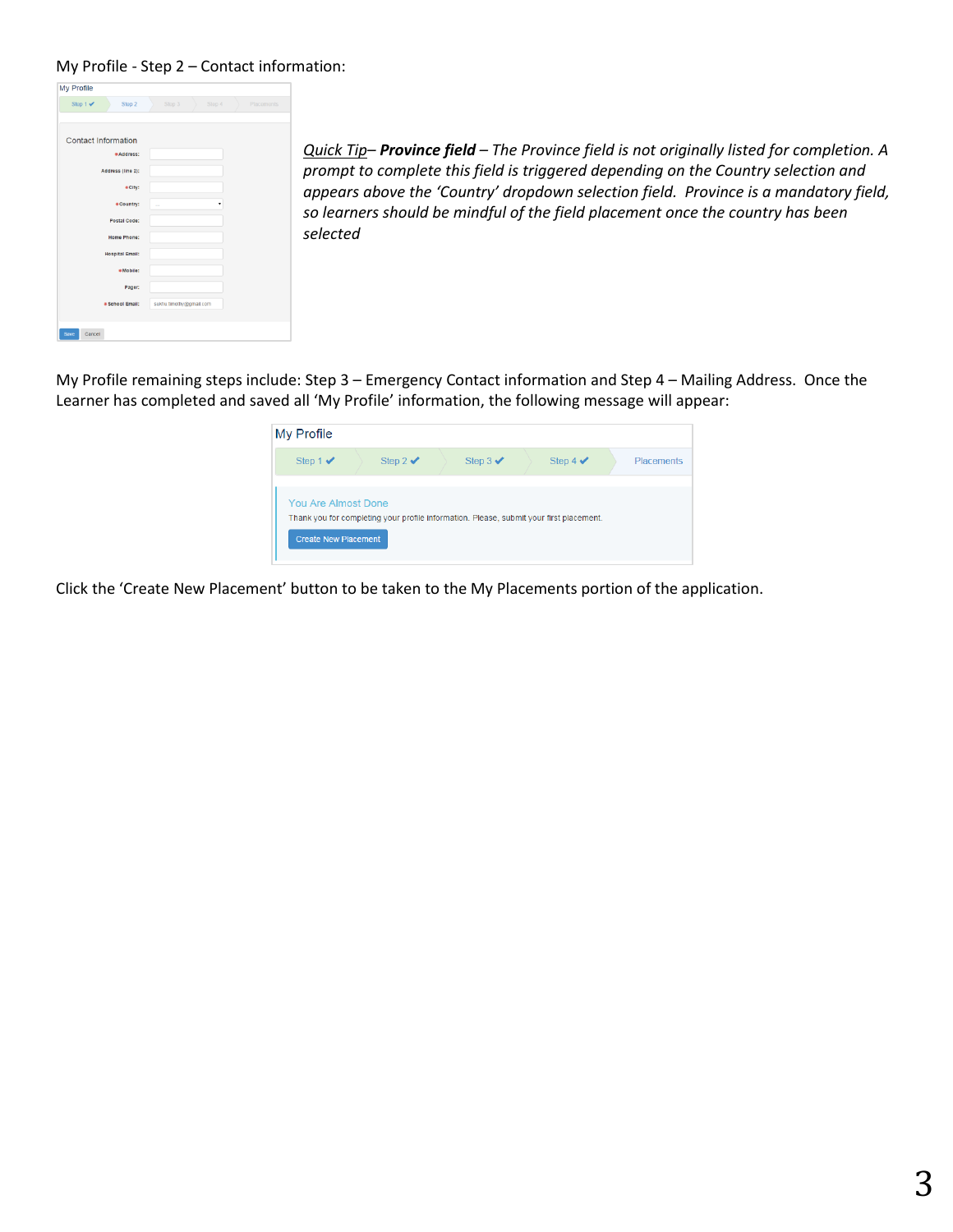My Profile - Step 2 – Contact information:

*<u>Quick Tip</u>– **Province field** – The Province field is not originally listed for completion. A prompt to complete this field is triggered depending on the Country selection and appears above the 'Country' dropdown selection field. Province is a mandatory field, so learners should be mindful of the field placement once the country has been selected*

My Profile remaining steps include: Step 3 – Emergency Contact information and Step 4 – Mailing Address. Once the Learner has completed and saved all 'My Profile' information, the following message will appear:

Click the 'Create New Placement' button to be taken to the My Placements portion of the application.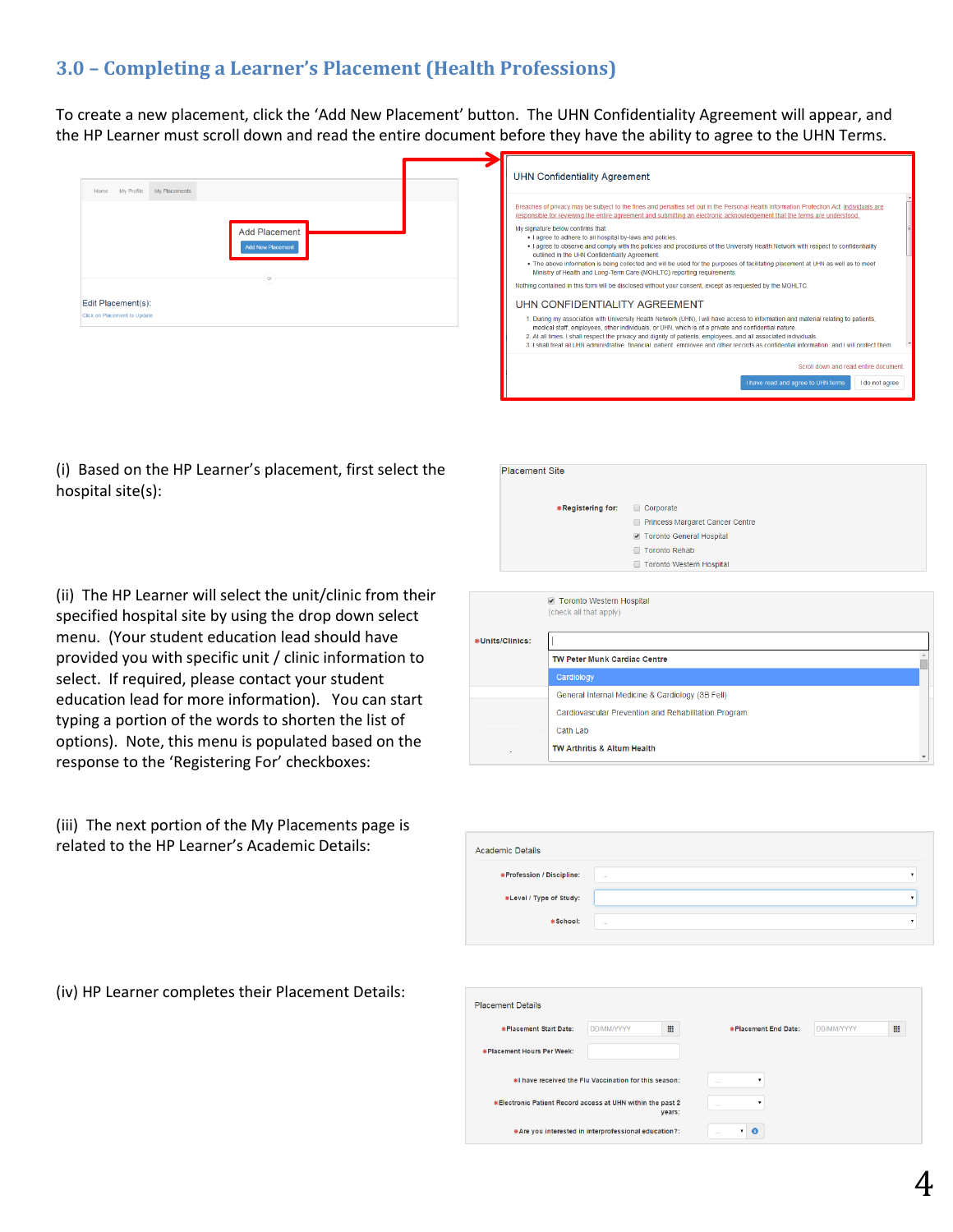## 3.0 – Completing a Learner's Placement (Health Professions)

To create a new placement, click the 'Add New Placement' button. The UHN Confidentiality Agreement will appear, and the HP Learner must scroll down and read the entire document before they have the ability to agree to the UHN Terms.

(i) Based on the HP Learner's placement, first select the hospital site(s):

(ii) The HP Learner will select the unit/clinic from their specified hospital site by using the drop down select menu. (Your student education lead should have provided you with specific unit / clinic information to select. If required, please contact your student education lead for more information). You can start typing a portion of the words to shorten the list of options). Note, this menu is populated based on the response to the 'Registering For' checkboxes:

(iii) The next portion of the My Placements page is related to the HP Learner's Academic Details:

(iv) HP Learner completes their Placement Details: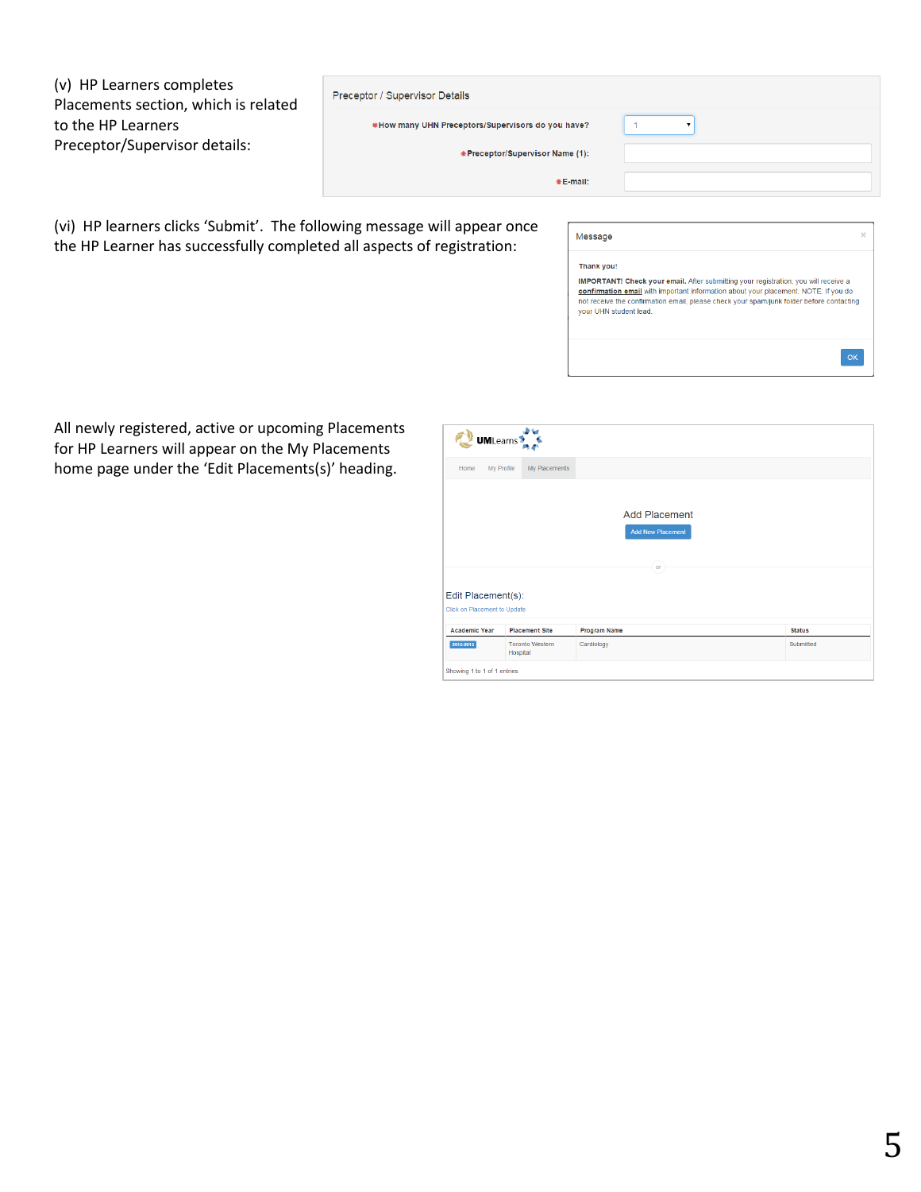(v) HP Learners completes Placements section, which is related to the HP Learners Preceptor/Supervisor details:

Preceptor / Supervisor Details

*How many UHN Preceptors/Supervisors do you have? 1

*Preceptor/Supervisor Name (1):

*E-mail:

(vi) HP learners clicks 'Submit'. The following message will appear once the HP Learner has successfully completed all aspects of registration:

Message

Thank you!

**IMPORTANT! Check your email.** After submitting your registration, you will receive a confirmation email with important information about your placement. NOTE: If you do not receive the confirmation email, please check your spam/junk folder before contacting your UHN student lead.

OK

All newly registered, active or upcoming Placements for HP Learners will appear on the My Placements home page under the 'Edit Placements(s)' heading.

UMLearns

Home | My Profile | My Placements

Add Placement

Add New Placement

or

Edit Placement(s):

Click on Placement to Update

| Academic Year | Placement Site | Program Name | Status |
|---|---|---|---|
| 2015-2015 | Toronto Western Hospital | Cardiology | Submitted |

Showing 1 to 1 of 1 entries